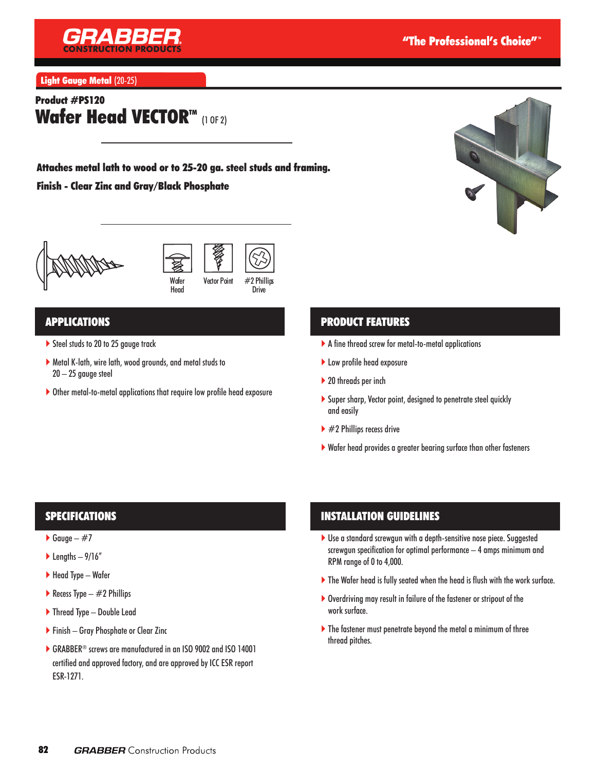**GRABBER CONSTRUCTION PRODUCTS** — "The Professional's Choice"™

**Light Gauge Metal** (20-25)

**Product #PS120**

# Wafer Head VECTOR™ (1 OF 2)

**Attaches metal lath to wood or to 25-20 ga. steel studs and framing.**

**Finish - Clear Zinc and Gray/Black Phosphate**

Wafer Head | Vector Point | #2 Phillips Drive

## APPLICATIONS

- Steel studs to 20 to 25 gauge track
- Metal K-lath, wire lath, wood grounds, and metal studs to 20 – 25 gauge steel
- Other metal-to-metal applications that require low profile head exposure

## PRODUCT FEATURES

- A fine thread screw for metal-to-metal applications
- Low profile head exposure
- 20 threads per inch
- Super sharp, Vector point, designed to penetrate steel quickly and easily
- #2 Phillips recess drive
- Wafer head provides a greater bearing surface than other fasteners

## SPECIFICATIONS

- Gauge – #7
- Lengths – 9/16"
- Head Type – Wafer
- Recess Type – #2 Phillips
- Thread Type – Double Lead
- Finish – Gray Phosphate or Clear Zinc
- GRABBER® screws are manufactured in an ISO 9002 and ISO 14001 certified and approved factory, and are approved by ICC ESR report ESR-1271.

## INSTALLATION GUIDELINES

- Use a standard screwgun with a depth-sensitive nose piece. Suggested screwgun specification for optimal performance – 4 amps minimum and RPM range of 0 to 4,000.
- The Wafer head is fully seated when the head is flush with the work surface.
- Overdriving may result in failure of the fastener or stripout of the work surface.
- The fastener must penetrate beyond the metal a minimum of three thread pitches.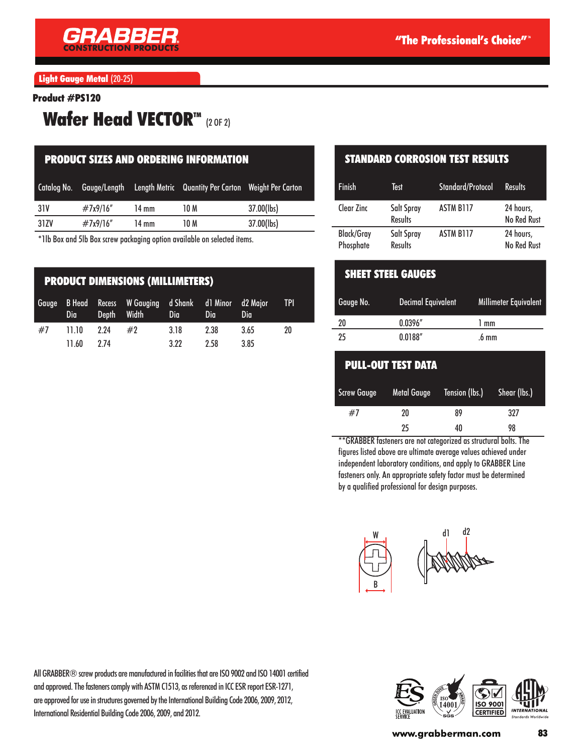**GRABBER** CONSTRUCTION PRODUCTS

"The Professional's Choice"™

**Light Gauge Metal** (20-25)

**Product #PS120**

# Wafer Head VECTOR™ (2 OF 2)

## PRODUCT SIZES AND ORDERING INFORMATION

| Catalog No. | Gauge/Length | Length Metric | Quantity Per Carton | Weight Per Carton |
|---|---|---|---|---|
| 31V | #7x9/16" | 14 mm | 10 M | 37.00(lbs) |
| 31ZV | #7x9/16" | 14 mm | 10 M | 37.00(lbs) |

*1lb Box and 5lb Box screw packaging option available on selected items.

## PRODUCT DIMENSIONS (MILLIMETERS)

| Gauge | B Head Dia | Recess Depth | W Gauging Width | d Shank Dia | d1 Minor Dia | d2 Major Dia | TPI |
|---|---|---|---|---|---|---|---|
| #7 | 11.10 | 2.24 | #2 | 3.18 | 2.38 | 3.65 | 20 |
| | 11.60 | 2.74 | | 3.22 | 2.58 | 3.85 | |

## STANDARD CORROSION TEST RESULTS

| Finish | Test | Standard/Protocol | Results |
|---|---|---|---|
| Clear Zinc | Salt Spray Results | ASTM B117 | 24 hours, No Red Rust |
| Black/Gray Phosphate | Salt Spray Results | ASTM B117 | 24 hours, No Red Rust |

## SHEET STEEL GAUGES

| Gauge No. | Decimal Equivalent | Millimeter Equivalent |
|---|---|---|
| 20 | 0.0396" | 1 mm |
| 25 | 0.0188" | .6 mm |

## PULL-OUT TEST DATA

| Screw Gauge | Metal Gauge | Tension (lbs.) | Shear (lbs.) |
|---|---|---|---|
| #7 | 20 | 89 | 327 |
| | 25 | 40 | 98 |

**GRABBER fasteners are not categorized as structural bolts. The figures listed above are ultimate average values achieved under independent laboratory conditions, and apply to GRABBER Line fasteners only. An appropriate safety factor must be determined by a qualified professional for design purposes.

W
B
d1
d2

All GRABBER® screw products are manufactured in facilities that are ISO 9002 and ISO 14001 certified and approved. The fasteners comply with ASTM C1513, as referenced in ICC ESR report ESR-1271, are approved for use in structures governed by the International Building Code 2006, 2009, 2012, International Residential Building Code 2006, 2009, and 2012.

ICC EVALUATION SERVICE | ISO 14001 | ISO 9001 CERTIFIED | ASTM INTERNATIONAL Standards Worldwide

www.grabberman.com